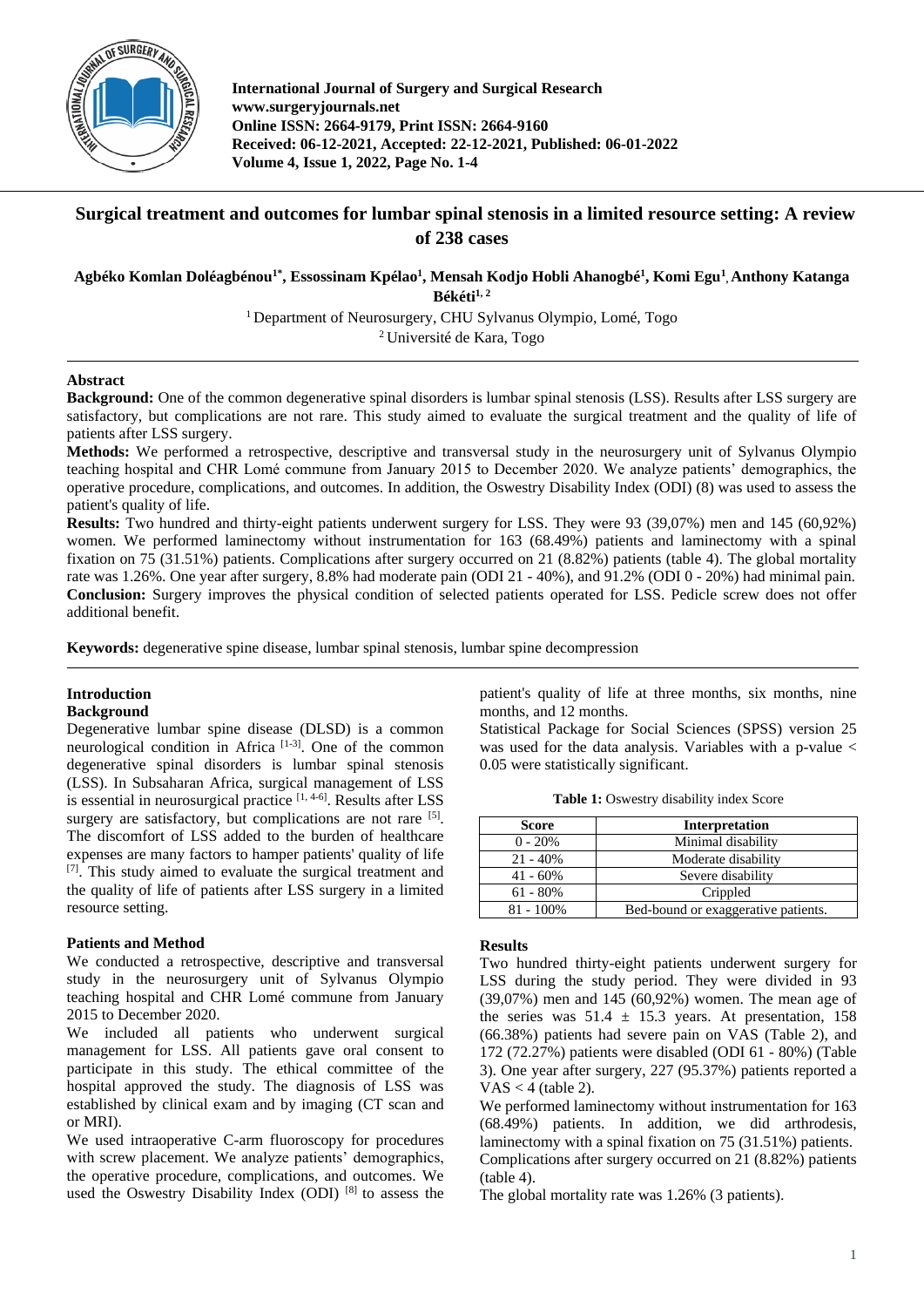# Surgical treatment and outcomes for lumbar spinal stenosis in a limited resource setting: A review of 238 cases

**Agbéko Komlan Doléagbénou[1*], Essossinam Kpélao[1], Mensah Kodjo Hobli Ahanogbé[1], Komi Egu[1], Anthony Katanga Békéti[1, 2]**

[1] Department of Neurosurgery, CHU Sylvanus Olympio, Lomé, Togo
[2] Université de Kara, Togo

## Abstract

**Background:** One of the common degenerative spinal disorders is lumbar spinal stenosis (LSS). Results after LSS surgery are satisfactory, but complications are not rare. This study aimed to evaluate the surgical treatment and the quality of life of patients after LSS surgery.

**Methods:** We performed a retrospective, descriptive and transversal study in the neurosurgery unit of Sylvanus Olympio teaching hospital and CHR Lomé commune from January 2015 to December 2020. We analyze patients' demographics, the operative procedure, complications, and outcomes. In addition, the Oswestry Disability Index (ODI) (8) was used to assess the patient's quality of life.

**Results:** Two hundred and thirty-eight patients underwent surgery for LSS. They were 93 (39,07%) men and 145 (60,92%) women. We performed laminectomy without instrumentation for 163 (68.49%) patients and laminectomy with a spinal fixation on 75 (31.51%) patients. Complications after surgery occurred on 21 (8.82%) patients (table 4). The global mortality rate was 1.26%. One year after surgery, 8.8% had moderate pain (ODI 21 - 40%), and 91.2% (ODI 0 - 20%) had minimal pain.

**Conclusion:** Surgery improves the physical condition of selected patients operated for LSS. Pedicle screw does not offer additional benefit.

**Keywords:** degenerative spine disease, lumbar spinal stenosis, lumbar spine decompression

## Introduction

### Background

Degenerative lumbar spine disease (DLSD) is a common neurological condition in Africa [1-3]. One of the common degenerative spinal disorders is lumbar spinal stenosis (LSS). In Subsaharan Africa, surgical management of LSS is essential in neurosurgical practice [1, 4-6]. Results after LSS surgery are satisfactory, but complications are not rare [5]. The discomfort of LSS added to the burden of healthcare expenses are many factors to hamper patients' quality of life [7]. This study aimed to evaluate the surgical treatment and the quality of life of patients after LSS surgery in a limited resource setting.

## Patients and Method

We conducted a retrospective, descriptive and transversal study in the neurosurgery unit of Sylvanus Olympio teaching hospital and CHR Lomé commune from January 2015 to December 2020.

We included all patients who underwent surgical management for LSS. All patients gave oral consent to participate in this study. The ethical committee of the hospital approved the study. The diagnosis of LSS was established by clinical exam and by imaging (CT scan and or MRI).

We used intraoperative C-arm fluoroscopy for procedures with screw placement. We analyze patients' demographics, the operative procedure, complications, and outcomes. We used the Oswestry Disability Index (ODI) [8] to assess the patient's quality of life at three months, six months, nine months, and 12 months.

Statistical Package for Social Sciences (SPSS) version 25 was used for the data analysis. Variables with a p-value < 0.05 were statistically significant.

**Table 1:** Oswestry disability index Score

| Score | Interpretation |
|---|---|
| 0 - 20% | Minimal disability |
| 21 - 40% | Moderate disability |
| 41 - 60% | Severe disability |
| 61 - 80% | Crippled |
| 81 - 100% | Bed-bound or exaggerative patients. |

## Results

Two hundred thirty-eight patients underwent surgery for LSS during the study period. They were divided in 93 (39,07%) men and 145 (60,92%) women. The mean age of the series was 51.4 ± 15.3 years. At presentation, 158 (66.38%) patients had severe pain on VAS (Table 2), and 172 (72.27%) patients were disabled (ODI 61 - 80%) (Table 3). One year after surgery, 227 (95.37%) patients reported a VAS < 4 (table 2).

We performed laminectomy without instrumentation for 163 (68.49%) patients. In addition, we did arthrodesis, laminectomy with a spinal fixation on 75 (31.51%) patients. Complications after surgery occurred on 21 (8.82%) patients (table 4).

The global mortality rate was 1.26% (3 patients).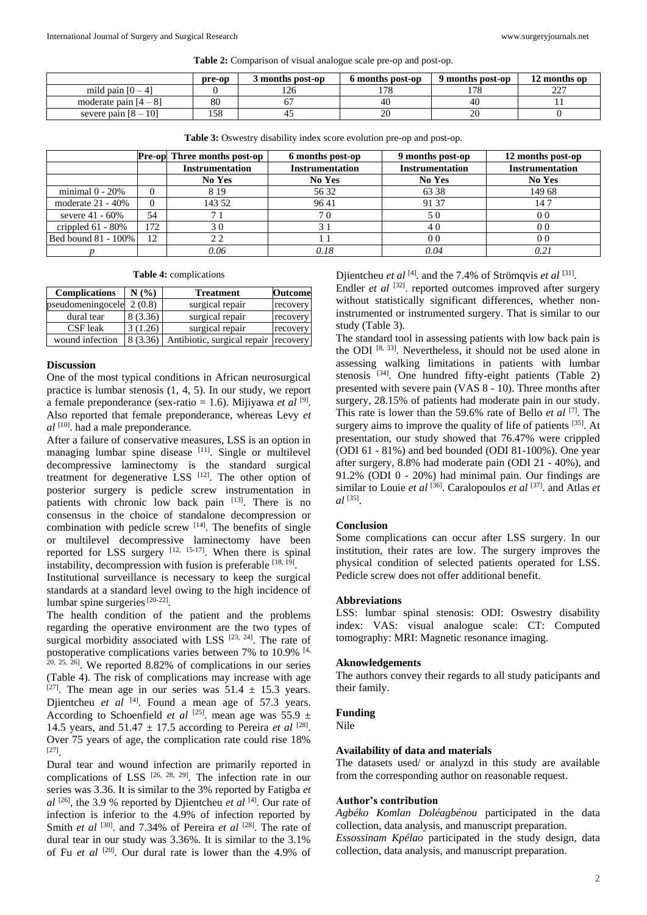**Table 2:** Comparison of visual analogue scale pre-op and post-op.

| | pre-op | 3 months post-op | 6 months post-op | 9 months post-op | 12 months op |
|---|---|---|---|---|---|
| mild pain [0 – 4] | 0 | 126 | 178 | 178 | 227 |
| moderate pain [4 – 8] | 80 | 67 | 40 | 40 | 11 |
| severe pain [8 – 10] | 158 | 45 | 20 | 20 | 0 |

**Table 3:** Oswestry disability index score evolution pre-op and post-op.

| | Pre-op | Three months post-op | 6 months post-op | 9 months post-op | 12 months post-op |
|---|---|---|---|---|---|
| | | Instrumentation | Instrumentation | Instrumentation | Instrumentation |
| | | No Yes | No Yes | No Yes | No Yes |
| minimal 0 - 20% | 0 | 8 19 | 56 32 | 63 38 | 149 68 |
| moderate 21 - 40% | 0 | 143 52 | 96 41 | 91 37 | 14 7 |
| severe 41 - 60% | 54 | 7 1 | 7 0 | 5 0 | 0 0 |
| crippled 61 - 80% | 172 | 3 0 | 3 1 | 4 0 | 0 0 |
| Bed bound 81 - 100% | 12 | 2 2 | 1 1 | 0 0 | 0 0 |
| *p* | | *0.06* | *0.18* | *0.04* | *0.21* |

**Table 4:** complications

| Complications | N (%) | Treatment | Outcome |
|---|---|---|---|
| pseudomeningocele | 2 (0.8) | surgical repair | recovery |
| dural tear | 8 (3.36) | surgical repair | recovery |
| CSF leak | 3 (1.26) | surgical repair | recovery |
| wound infection | 8 (3.36) | Antibiotic, surgical repair | recovery |

## Discussion

One of the most typical conditions in African neurosurgical practice is lumbar stenosis (1, 4, 5). In our study, we report a female preponderance (sex-ratio = 1.6). Mijiyawa *et al* [9]. Also reported that female preponderance, whereas Levy *et al* [10]. had a male preponderance.

After a failure of conservative measures, LSS is an option in managing lumbar spine disease [11]. Single or multilevel decompressive laminectomy is the standard surgical treatment for degenerative LSS [12]. The other option of posterior surgery is pedicle screw instrumentation in patients with chronic low back pain [13]. There is no consensus in the choice of standalone decompression or combination with pedicle screw [14]. The benefits of single or multilevel decompressive laminectomy have been reported for LSS surgery [12, 15-17]. When there is spinal instability, decompression with fusion is preferable [18, 19].

Institutional surveillance is necessary to keep the surgical standards at a standard level owing to the high incidence of lumbar spine surgeries [20-22].

The health condition of the patient and the problems regarding the operative environment are the two types of surgical morbidity associated with LSS [23, 24]. The rate of postoperative complications varies between 7% to 10.9% [4, 20, 25, 26]. We reported 8.82% of complications in our series (Table 4). The risk of complications may increase with age [27]. The mean age in our series was 51.4 ± 15.3 years. Djientcheu *et al* [4]. Found a mean age of 57.3 years. According to Schoenfield *et al* [25]. mean age was 55.9 ± 14.5 years, and 51.47 ± 17.5 according to Pereira *et al* [28]. Over 75 years of age, the complication rate could rise 18% [27].

Dural tear and wound infection are primarily reported in complications of LSS [26, 28, 29]. The infection rate in our series was 3.36. It is similar to the 3% reported by Fatigba *et al* [26], the 3.9 % reported by Djientcheu *et al* [4]. Our rate of infection is inferior to the 4.9% of infection reported by Smith *et al* [30]. and 7.34% of Pereira *et al* [28]. The rate of dural tear in our study was 3.36%. It is similar to the 3.1% of Fu *et al* [20]. Our dural rate is lower than the 4.9% of Djientcheu *et al* [4]. and the 7.4% of Strömqvis *et al* [31].

Endler *et al* [32]. reported outcomes improved after surgery without statistically significant differences, whether non-instrumented or instrumented surgery. That is similar to our study (Table 3).

The standard tool in assessing patients with low back pain is the ODI [8, 33]. Nevertheless, it should not be used alone in assessing walking limitations in patients with lumbar stenosis [34]. One hundred fifty-eight patients (Table 2) presented with severe pain (VAS 8 - 10). Three months after surgery, 28.15% of patients had moderate pain in our study. This rate is lower than the 59.6% rate of Bello *et al* [7]. The surgery aims to improve the quality of life of patients [35]. At presentation, our study showed that 76.47% were crippled (ODI 61 - 81%) and bed bounded (ODI 81-100%). One year after surgery, 8.8% had moderate pain (ODI 21 - 40%), and 91.2% (ODI 0 - 20%) had minimal pain. Our findings are similar to Louie *et al* [36]. Caralopoulos *et al* [37]. and Atlas *et al* [35].

## Conclusion

Some complications can occur after LSS surgery. In our institution, their rates are low. The surgery improves the physical condition of selected patients operated for LSS. Pedicle screw does not offer additional benefit.

## Abbreviations

LSS: lumbar spinal stenosis: ODI: Oswestry disability index: VAS: visual analogue scale: CT: Computed tomography: MRI: Magnetic resonance imaging.

## Aknowledgements

The authors convey their regards to all study paticipants and their family.

## Funding

Nile

## Availability of data and materials

The datasets used/ or analyzd in this study are available from the corresponding author on reasonable request.

## Author's contribution

*Agbéko Komlan Doléagbénou* participated in the data collection, data analysis, and manuscript preparation.

*Essossinam Kpélao* participated in the study design, data collection, data analysis, and manuscript preparation.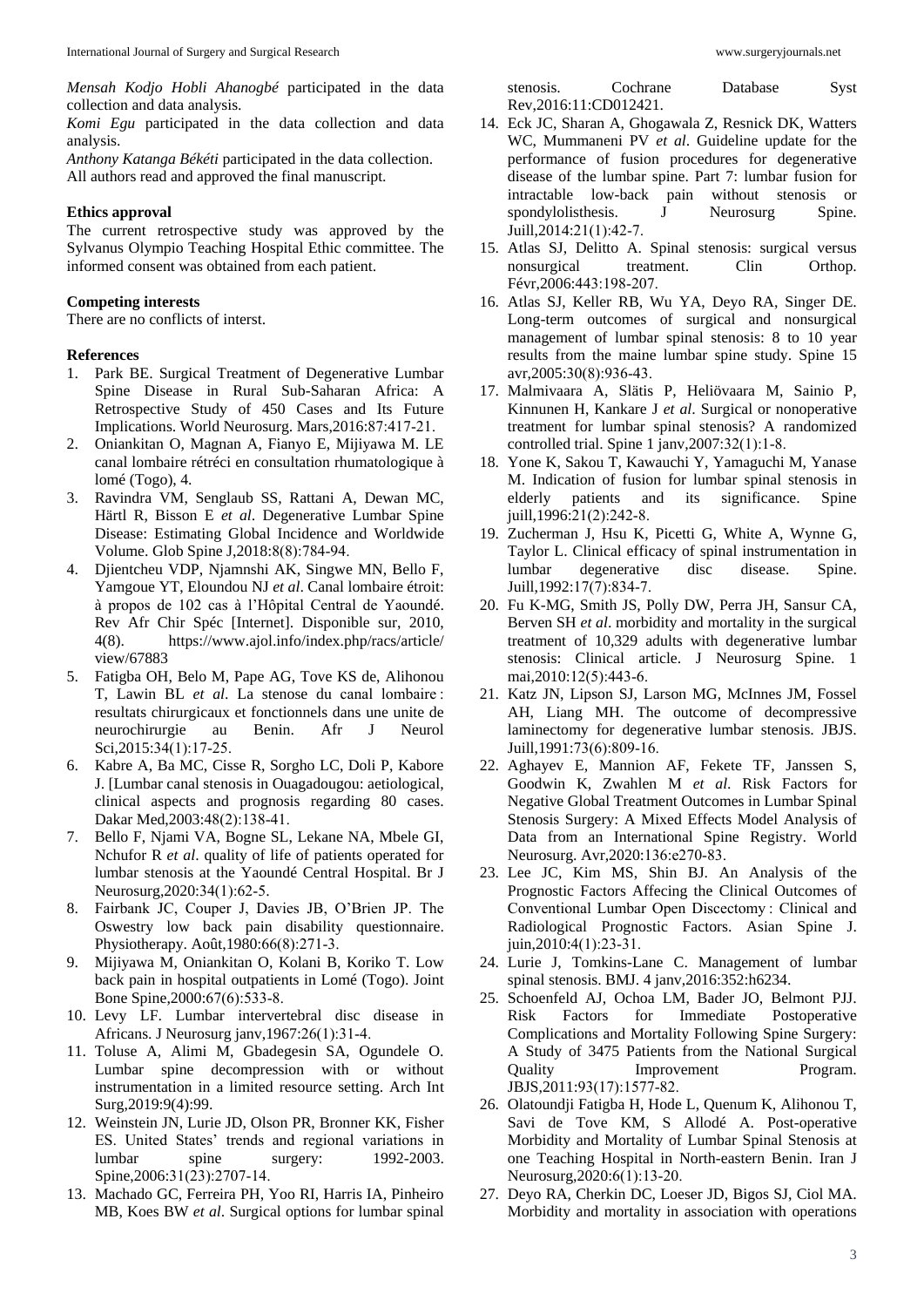*Mensah Kodjo Hobli Ahanogbé* participated in the data collection and data analysis.

*Komi Egu* participated in the data collection and data analysis.

*Anthony Katanga Békéti* participated in the data collection.

All authors read and approved the final manuscript.

### Ethics approval

The current retrospective study was approved by the Sylvanus Olympio Teaching Hospital Ethic committee. The informed consent was obtained from each patient.

### Competing interests

There are no conflicts of interst.

### References

1. Park BE. Surgical Treatment of Degenerative Lumbar Spine Disease in Rural Sub-Saharan Africa: A Retrospective Study of 450 Cases and Its Future Implications. World Neurosurg. Mars,2016:87:417-21.
2. Oniankitan O, Magnan A, Fianyo E, Mijiyawa M. LE canal lombaire rétréci en consultation rhumatologique à lomé (Togo), 4.
3. Ravindra VM, Senglaub SS, Rattani A, Dewan MC, Härtl R, Bisson E *et al*. Degenerative Lumbar Spine Disease: Estimating Global Incidence and Worldwide Volume. Glob Spine J,2018:8(8):784-94.
4. Djientcheu VDP, Njamnshi AK, Singwe MN, Bello F, Yamgoue YT, Eloundou NJ *et al*. Canal lombaire étroit: à propos de 102 cas à l'Hôpital Central de Yaoundé. Rev Afr Chir Spéc [Internet]. Disponible sur, 2010, 4(8). https://www.ajol.info/index.php/racs/article/view/67883
5. Fatigba OH, Belo M, Pape AG, Tove KS de, Alihonou T, Lawin BL *et al*. La stenose du canal lombaire : resultats chirurgicaux et fonctionnels dans une unite de neurochirurgie au Benin. Afr J Neurol Sci,2015:34(1):17-25.
6. Kabre A, Ba MC, Cisse R, Sorgho LC, Doli P, Kabore J. [Lumbar canal stenosis in Ouagadougou: aetiological, clinical aspects and prognosis regarding 80 cases. Dakar Med,2003:48(2):138-41.
7. Bello F, Njami VA, Bogne SL, Lekane NA, Mbele GI, Nchufor R *et al*. quality of life of patients operated for lumbar stenosis at the Yaoundé Central Hospital. Br J Neurosurg,2020:34(1):62-5.
8. Fairbank JC, Couper J, Davies JB, O'Brien JP. The Oswestry low back pain disability questionnaire. Physiotherapy. Août,1980:66(8):271-3.
9. Mijiyawa M, Oniankitan O, Kolani B, Koriko T. Low back pain in hospital outpatients in Lomé (Togo). Joint Bone Spine,2000:67(6):533-8.
10. Levy LF. Lumbar intervertebral disc disease in Africans. J Neurosurg janv,1967:26(1):31-4.
11. Toluse A, Alimi M, Gbadegesin SA, Ogundele O. Lumbar spine decompression with or without instrumentation in a limited resource setting. Arch Int Surg,2019:9(4):99.
12. Weinstein JN, Lurie JD, Olson PR, Bronner KK, Fisher ES. United States' trends and regional variations in lumbar spine surgery: 1992-2003. Spine,2006:31(23):2707-14.
13. Machado GC, Ferreira PH, Yoo RI, Harris IA, Pinheiro MB, Koes BW *et al*. Surgical options for lumbar spinal stenosis. Cochrane Database Syst Rev,2016:11:CD012421.
14. Eck JC, Sharan A, Ghogawala Z, Resnick DK, Watters WC, Mummaneni PV *et al*. Guideline update for the performance of fusion procedures for degenerative disease of the lumbar spine. Part 7: lumbar fusion for intractable low-back pain without stenosis or spondylolisthesis. J Neurosurg Spine. Juill,2014:21(1):42-7.
15. Atlas SJ, Delitto A. Spinal stenosis: surgical versus nonsurgical treatment. Clin Orthop. Févr,2006:443:198-207.
16. Atlas SJ, Keller RB, Wu YA, Deyo RA, Singer DE. Long-term outcomes of surgical and nonsurgical management of lumbar spinal stenosis: 8 to 10 year results from the maine lumbar spine study. Spine 15 avr,2005:30(8):936-43.
17. Malmivaara A, Slätis P, Heliövaara M, Sainio P, Kinnunen H, Kankare J *et al*. Surgical or nonoperative treatment for lumbar spinal stenosis? A randomized controlled trial. Spine 1 janv,2007:32(1):1-8.
18. Yone K, Sakou T, Kawauchi Y, Yamaguchi M, Yanase M. Indication of fusion for lumbar spinal stenosis in elderly patients and its significance. Spine juill,1996:21(2):242-8.
19. Zucherman J, Hsu K, Picetti G, White A, Wynne G, Taylor L. Clinical efficacy of spinal instrumentation in lumbar degenerative disc disease. Spine. Juill,1992:17(7):834-7.
20. Fu K-MG, Smith JS, Polly DW, Perra JH, Sansur CA, Berven SH *et al*. morbidity and mortality in the surgical treatment of 10,329 adults with degenerative lumbar stenosis: Clinical article. J Neurosurg Spine. 1 mai,2010:12(5):443-6.
21. Katz JN, Lipson SJ, Larson MG, McInnes JM, Fossel AH, Liang MH. The outcome of decompressive laminectomy for degenerative lumbar stenosis. JBJS. Juill,1991:73(6):809-16.
22. Aghayev E, Mannion AF, Fekete TF, Janssen S, Goodwin K, Zwahlen M *et al.* Risk Factors for Negative Global Treatment Outcomes in Lumbar Spinal Stenosis Surgery: A Mixed Effects Model Analysis of Data from an International Spine Registry. World Neurosurg. Avr,2020:136:e270-83.
23. Lee JC, Kim MS, Shin BJ. An Analysis of the Prognostic Factors Affecing the Clinical Outcomes of Conventional Lumbar Open Discectomy : Clinical and Radiological Prognostic Factors. Asian Spine J. juin,2010:4(1):23-31.
24. Lurie J, Tomkins-Lane C. Management of lumbar spinal stenosis. BMJ. 4 janv,2016:352:h6234.
25. Schoenfeld AJ, Ochoa LM, Bader JO, Belmont PJJ. Risk Factors for Immediate Postoperative Complications and Mortality Following Spine Surgery: A Study of 3475 Patients from the National Surgical Quality Improvement Program. JBJS,2011:93(17):1577-82.
26. Olatoundji Fatigba H, Hode L, Quenum K, Alihonou T, Savi de Tove KM, S Allodé A. Post-operative Morbidity and Mortality of Lumbar Spinal Stenosis at one Teaching Hospital in North-eastern Benin. Iran J Neurosurg,2020:6(1):13-20.
27. Deyo RA, Cherkin DC, Loeser JD, Bigos SJ, Ciol MA. Morbidity and mortality in association with operations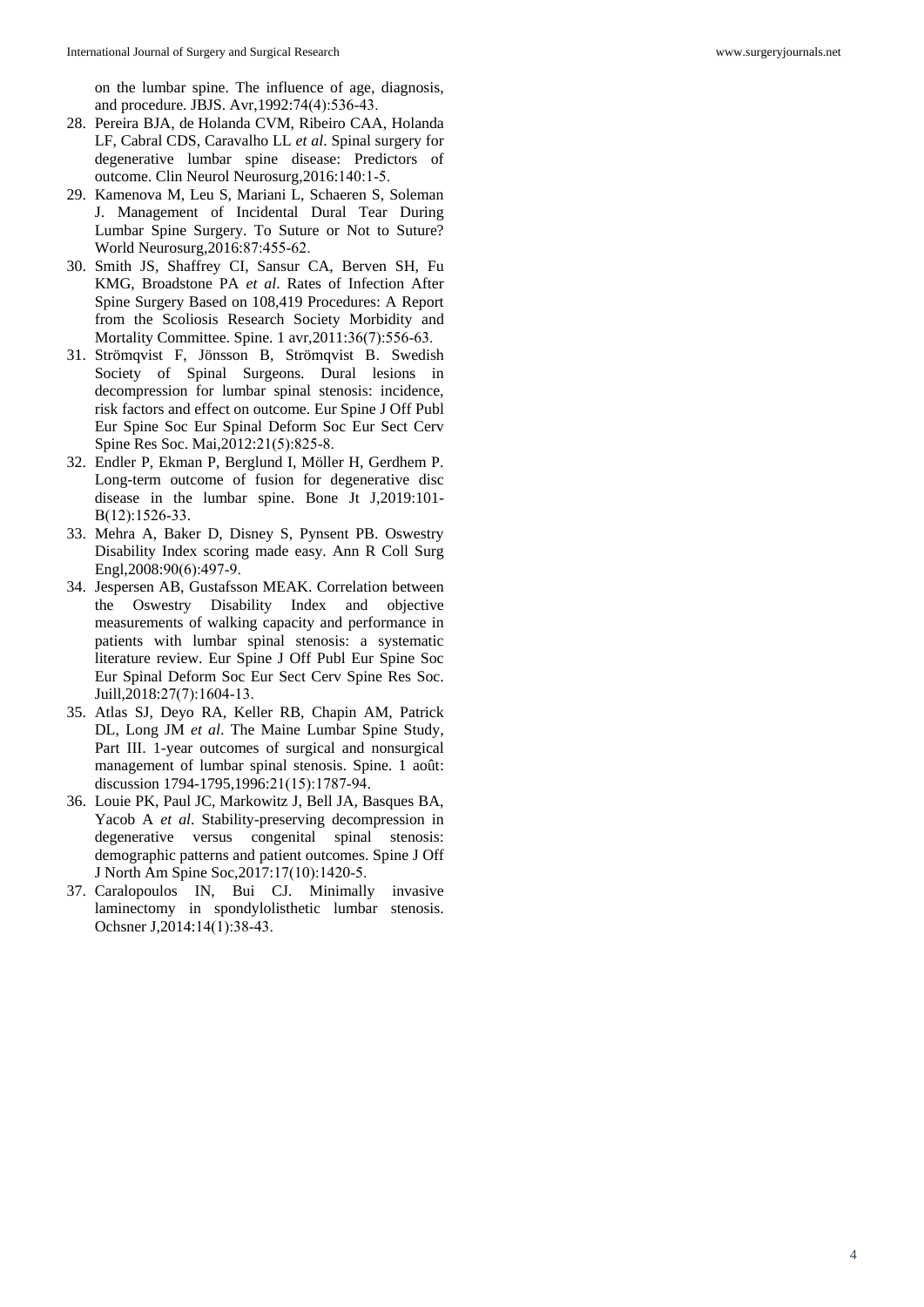on the lumbar spine. The influence of age, diagnosis, and procedure. JBJS. Avr,1992:74(4):536-43.

28. Pereira BJA, de Holanda CVM, Ribeiro CAA, Holanda LF, Cabral CDS, Caravalho LL *et al*. Spinal surgery for degenerative lumbar spine disease: Predictors of outcome. Clin Neurol Neurosurg,2016:140:1-5.
29. Kamenova M, Leu S, Mariani L, Schaeren S, Soleman J. Management of Incidental Dural Tear During Lumbar Spine Surgery. To Suture or Not to Suture? World Neurosurg,2016:87:455-62.
30. Smith JS, Shaffrey CI, Sansur CA, Berven SH, Fu KMG, Broadstone PA *et al*. Rates of Infection After Spine Surgery Based on 108,419 Procedures: A Report from the Scoliosis Research Society Morbidity and Mortality Committee. Spine. 1 avr,2011:36(7):556-63.
31. Strömqvist F, Jönsson B, Strömqvist B. Swedish Society of Spinal Surgeons. Dural lesions in decompression for lumbar spinal stenosis: incidence, risk factors and effect on outcome. Eur Spine J Off Publ Eur Spine Soc Eur Spinal Deform Soc Eur Sect Cerv Spine Res Soc. Mai,2012:21(5):825-8.
32. Endler P, Ekman P, Berglund I, Möller H, Gerdhem P. Long-term outcome of fusion for degenerative disc disease in the lumbar spine. Bone Jt J,2019:101-B(12):1526-33.
33. Mehra A, Baker D, Disney S, Pynsent PB. Oswestry Disability Index scoring made easy. Ann R Coll Surg Engl,2008:90(6):497-9.
34. Jespersen AB, Gustafsson MEAK. Correlation between the Oswestry Disability Index and objective measurements of walking capacity and performance in patients with lumbar spinal stenosis: a systematic literature review. Eur Spine J Off Publ Eur Spine Soc Eur Spinal Deform Soc Eur Sect Cerv Spine Res Soc. Juill,2018:27(7):1604-13.
35. Atlas SJ, Deyo RA, Keller RB, Chapin AM, Patrick DL, Long JM *et al*. The Maine Lumbar Spine Study, Part III. 1-year outcomes of surgical and nonsurgical management of lumbar spinal stenosis. Spine. 1 août: discussion 1794-1795,1996:21(15):1787-94.
36. Louie PK, Paul JC, Markowitz J, Bell JA, Basques BA, Yacob A *et al*. Stability-preserving decompression in degenerative versus congenital spinal stenosis: demographic patterns and patient outcomes. Spine J Off J North Am Spine Soc,2017:17(10):1420-5.
37. Caralopoulos IN, Bui CJ. Minimally invasive laminectomy in spondylolisthetic lumbar stenosis. Ochsner J,2014:14(1):38-43.